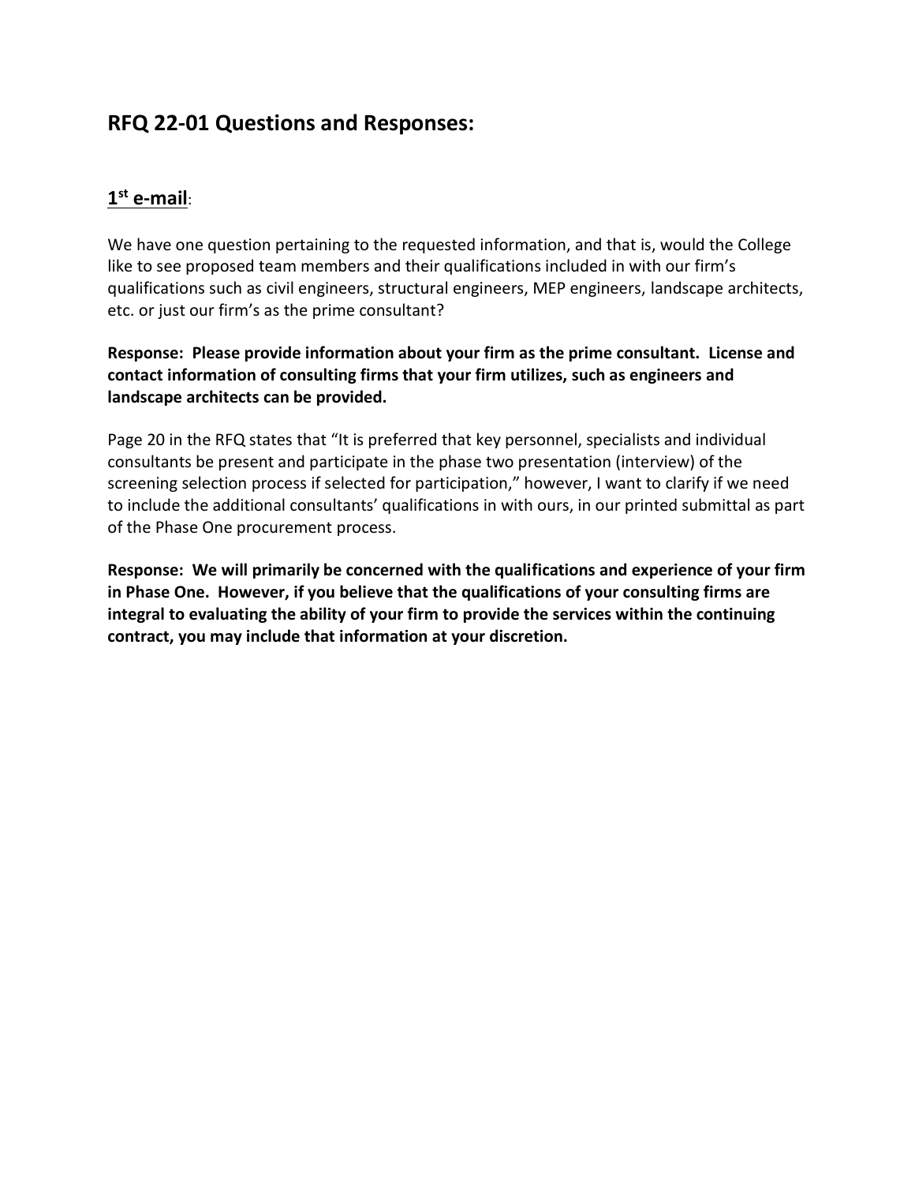## RFQ 22-01 Questions and Responses:

### 1st e-mail:

We have one question pertaining to the requested information, and that is, would the College like to see proposed team members and their qualifications included in with our firm's qualifications such as civil engineers, structural engineers, MEP engineers, landscape architects, etc. or just our firm's as the prime consultant?

**Response: Please provide information about your firm as the prime consultant. License and contact information of consulting firms that your firm utilizes, such as engineers and landscape architects can be provided.**

Page 20 in the RFQ states that "It is preferred that key personnel, specialists and individual consultants be present and participate in the phase two presentation (interview) of the screening selection process if selected for participation," however, I want to clarify if we need to include the additional consultants' qualifications in with ours, in our printed submittal as part of the Phase One procurement process.

**Response: We will primarily be concerned with the qualifications and experience of your firm in Phase One. However, if you believe that the qualifications of your consulting firms are integral to evaluating the ability of your firm to provide the services within the continuing contract, you may include that information at your discretion.**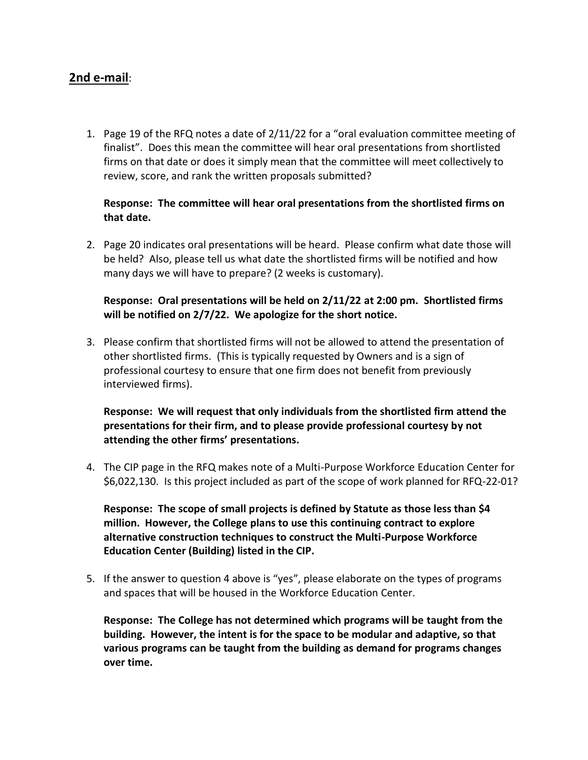## **2nd e-mail**:

1. Page 19 of the RFQ notes a date of 2/11/22 for a "oral evaluation committee meeting of finalist". Does this mean the committee will hear oral presentations from shortlisted firms on that date or does it simply mean that the committee will meet collectively to review, score, and rank the written proposals submitted?

   **Response: The committee will hear oral presentations from the shortlisted firms on that date.**

2. Page 20 indicates oral presentations will be heard. Please confirm what date those will be held? Also, please tell us what date the shortlisted firms will be notified and how many days we will have to prepare? (2 weeks is customary).

   **Response: Oral presentations will be held on 2/11/22 at 2:00 pm. Shortlisted firms will be notified on 2/7/22. We apologize for the short notice.**

3. Please confirm that shortlisted firms will not be allowed to attend the presentation of other shortlisted firms. (This is typically requested by Owners and is a sign of professional courtesy to ensure that one firm does not benefit from previously interviewed firms).

   **Response: We will request that only individuals from the shortlisted firm attend the presentations for their firm, and to please provide professional courtesy by not attending the other firms' presentations.**

4. The CIP page in the RFQ makes note of a Multi-Purpose Workforce Education Center for $6,022,130. Is this project included as part of the scope of work planned for RFQ-22-01?

   **Response: The scope of small projects is defined by Statute as those less than $4 million. However, the College plans to use this continuing contract to explore alternative construction techniques to construct the Multi-Purpose Workforce Education Center (Building) listed in the CIP.**

5. If the answer to question 4 above is "yes", please elaborate on the types of programs and spaces that will be housed in the Workforce Education Center.

   **Response: The College has not determined which programs will be taught from the building. However, the intent is for the space to be modular and adaptive, so that various programs can be taught from the building as demand for programs changes over time.**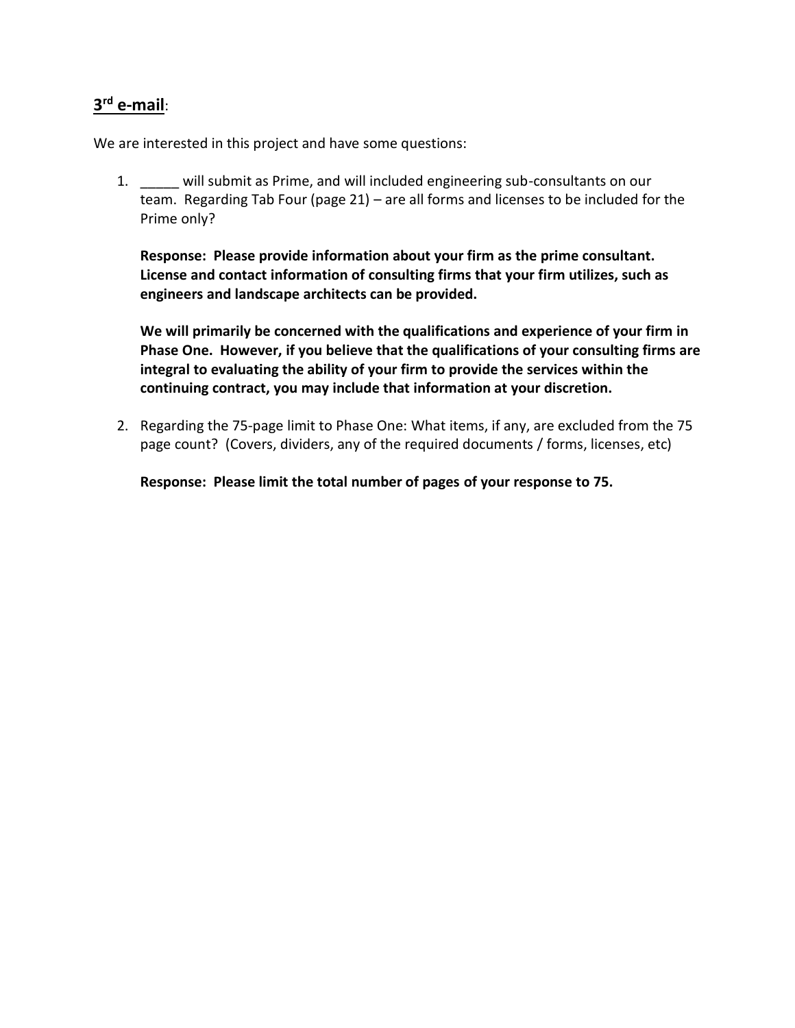## **3rd e-mail**:

We are interested in this project and have some questions:

1. _____ will submit as Prime, and will included engineering sub-consultants on our team. Regarding Tab Four (page 21) – are all forms and licenses to be included for the Prime only?

   **Response: Please provide information about your firm as the prime consultant. License and contact information of consulting firms that your firm utilizes, such as engineers and landscape architects can be provided.**

   **We will primarily be concerned with the qualifications and experience of your firm in Phase One. However, if you believe that the qualifications of your consulting firms are integral to evaluating the ability of your firm to provide the services within the continuing contract, you may include that information at your discretion.**

2. Regarding the 75-page limit to Phase One: What items, if any, are excluded from the 75 page count? (Covers, dividers, any of the required documents / forms, licenses, etc)

   **Response: Please limit the total number of pages of your response to 75.**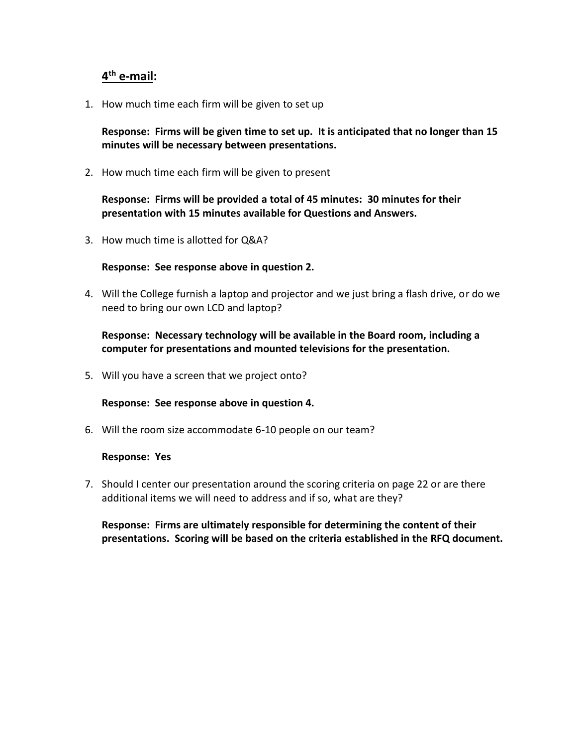## 4th e-mail:

1. How much time each firm will be given to set up

   **Response: Firms will be given time to set up. It is anticipated that no longer than 15 minutes will be necessary between presentations.**

2. How much time each firm will be given to present

   **Response: Firms will be provided a total of 45 minutes: 30 minutes for their presentation with 15 minutes available for Questions and Answers.**

3. How much time is allotted for Q&A?

   **Response: See response above in question 2.**

4. Will the College furnish a laptop and projector and we just bring a flash drive, or do we need to bring our own LCD and laptop?

   **Response: Necessary technology will be available in the Board room, including a computer for presentations and mounted televisions for the presentation.**

5. Will you have a screen that we project onto?

   **Response: See response above in question 4.**

6. Will the room size accommodate 6-10 people on our team?

   **Response: Yes**

7. Should I center our presentation around the scoring criteria on page 22 or are there additional items we will need to address and if so, what are they?

   **Response: Firms are ultimately responsible for determining the content of their presentations. Scoring will be based on the criteria established in the RFQ document.**